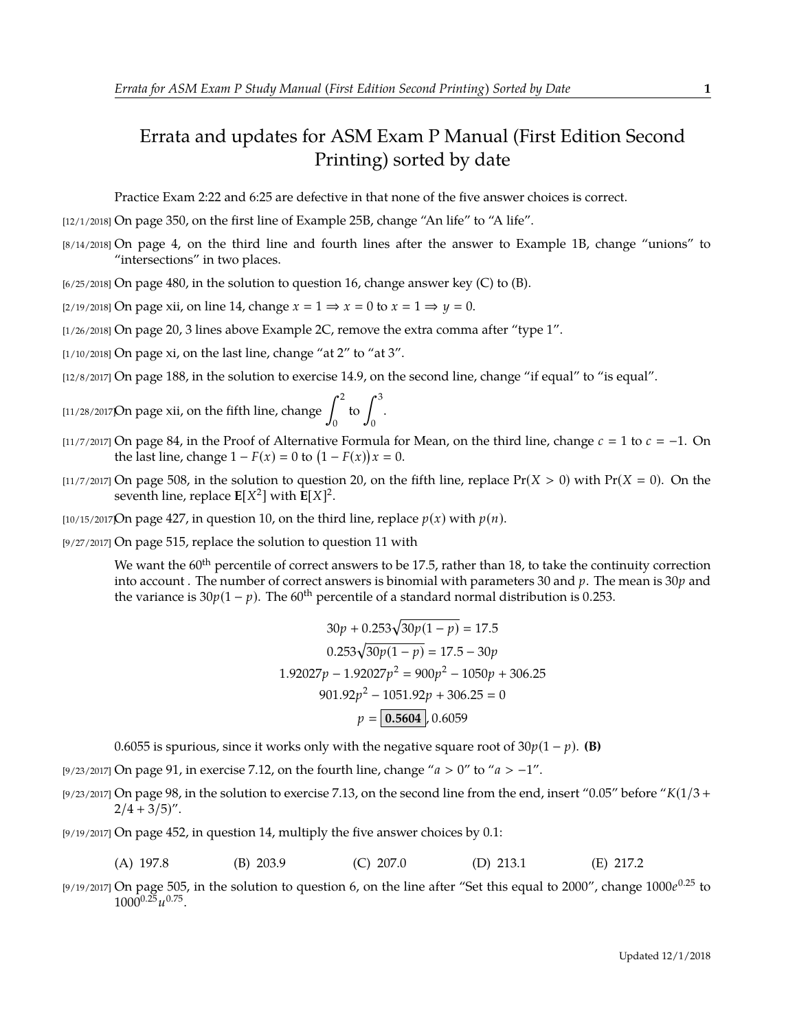# Errata and updates for ASM Exam P Manual (First Edition Second Printing) sorted by date

Practice Exam 2:22 and 6:25 are defective in that none of the five answer choices is correct.

[12/1/2018] On page 350, on the first line of Example 25B, change "An life" to "A life".

[8/14/2018] On page 4, on the third line and fourth lines after the answer to Example 1B, change "unions" to "intersections" in two places.

[6/25/2018] On page 480, in the solution to question 16, change answer key (C) to (B).

[2/19/2018] On page xii, on line 14, change $x = 1 \Rightarrow x = 0$ to $x = 1 \Rightarrow y = 0$.

[1/26/2018] On page 20, 3 lines above Example 2C, remove the extra comma after "type 1".

[1/10/2018] On page xi, on the last line, change "at 2" to "at 3".

[12/8/2017] On page 188, in the solution to exercise 14.9, on the second line, change "if equal" to "is equal".

[11/28/2017] On page xii, on the fifth line, change $\int_0^2$ to $\int_0^3$.

[11/7/2017] On page 84, in the Proof of Alternative Formula for Mean, on the third line, change $c = 1$ to $c = -1$. On the last line, change $1 - F(x) = 0$ to $\big(1 - F(x)\big)x = 0$.

[11/7/2017] On page 508, in the solution to question 20, on the fifth line, replace $\Pr(X > 0)$ with $\Pr(X = 0)$. On the seventh line, replace $\mathbf{E}[X^2]$ with $\mathbf{E}[X]^2$.

[10/15/2017] On page 427, in question 10, on the third line, replace $p(x)$ with $p(n)$.

[9/27/2017] On page 515, replace the solution to question 11 with

We want the 60th percentile of correct answers to be 17.5, rather than 18, to take the continuity correction into account . The number of correct answers is binomial with parameters 30 and $p$. The mean is $30p$ and the variance is $30p(1-p)$. The 60th percentile of a standard normal distribution is 0.253.

$$30p + 0.253\sqrt{30p(1-p)} = 17.5$$
$$0.253\sqrt{30p(1-p)} = 17.5 - 30p$$
$$1.92027p - 1.92027p^2 = 900p^2 - 1050p + 306.25$$
$$901.92p^2 - 1051.92p + 306.25 = 0$$
$$p = \boxed{\mathbf{0.5604}}, 0.6059$$

0.6055 is spurious, since it works only with the negative square root of $30p(1-p)$. **(B)**

[9/23/2017] On page 91, in exercise 7.12, on the fourth line, change "$a > 0$" to "$a > -1$".

[9/23/2017] On page 98, in the solution to exercise 7.13, on the second line from the end, insert "0.05" before "$K(1/3 + 2/4 + 3/5)$".

[9/19/2017] On page 452, in question 14, multiply the five answer choices by 0.1:

(A) 197.8 (B) 203.9 (C) 207.0 (D) 213.1 (E) 217.2

[9/19/2017] On page 505, in the solution to question 6, on the line after "Set this equal to 2000", change $1000e^{0.25}$ to $1000^{0.25}u^{0.75}$.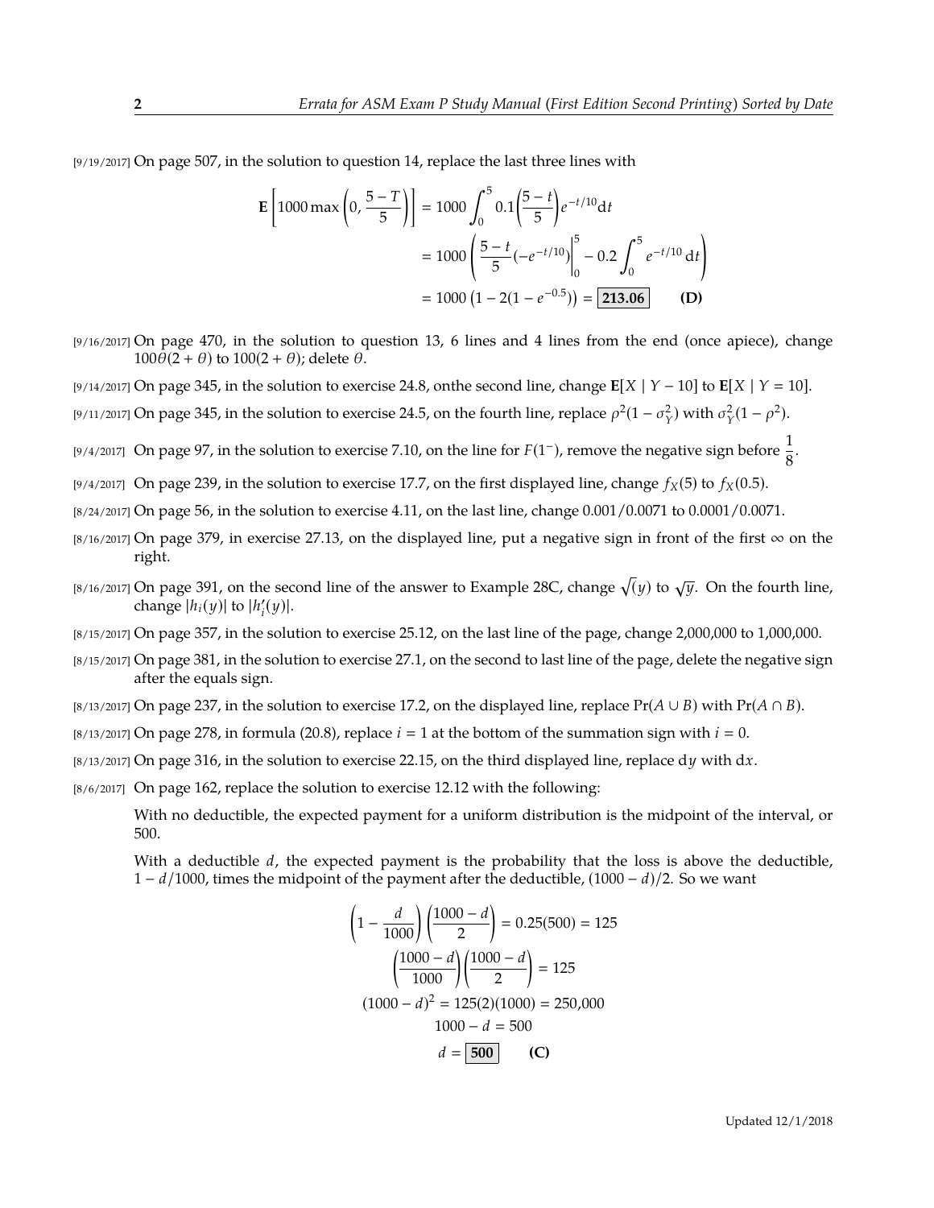[9/19/2017] On page 507, in the solution to question 14, replace the last three lines with

$$
\begin{aligned}
\mathbf{E}\left[1000\max\left(0, \frac{5-T}{5}\right)\right] &= 1000\int_0^5 0.1\left(\frac{5-t}{5}\right)e^{-t/10}\mathrm{d}t \\
&= 1000\left(\frac{5-t}{5}(-e^{-t/10})\Big|_0^5 - 0.2\int_0^5 e^{-t/10}\,\mathrm{d}t\right) \\
&= 1000\left(1 - 2(1-e^{-0.5})\right) = \boxed{\mathbf{213.06}} \qquad \textbf{(D)}
\end{aligned}
$$

[9/16/2017] On page 470, in the solution to question 13, 6 lines and 4 lines from the end (once apiece), change $100\theta(2+\theta)$ to $100(2+\theta)$; delete $\theta$.

[9/14/2017] On page 345, in the solution to exercise 24.8, onthe second line, change $\mathbf{E}[X \mid Y - 10]$ to $\mathbf{E}[X \mid Y = 10]$.

[9/11/2017] On page 345, in the solution to exercise 24.5, on the fourth line, replace $\rho^2(1-\sigma_Y^2)$ with $\sigma_Y^2(1-\rho^2)$.

[9/4/2017] On page 97, in the solution to exercise 7.10, on the line for $F(1^-)$, remove the negative sign before $\frac{1}{8}$.

[9/4/2017] On page 239, in the solution to exercise 17.7, on the first displayed line, change $f_X(5)$ to $f_X(0.5)$.

[8/24/2017] On page 56, in the solution to exercise 4.11, on the last line, change 0.001/0.0071 to 0.0001/0.0071.

[8/16/2017] On page 379, in exercise 27.13, on the displayed line, put a negative sign in front of the first $\infty$ on the right.

[8/16/2017] On page 391, on the second line of the answer to Example 28C, change $\sqrt{(}y)$ to $\sqrt{y}$. On the fourth line, change $|h_i(y)|$ to $|h_i'(y)|$.

[8/15/2017] On page 357, in the solution to exercise 25.12, on the last line of the page, change 2,000,000 to 1,000,000.

[8/15/2017] On page 381, in the solution to exercise 27.1, on the second to last line of the page, delete the negative sign after the equals sign.

[8/13/2017] On page 237, in the solution to exercise 17.2, on the displayed line, replace $\Pr(A \cup B)$ with $\Pr(A \cap B)$.

[8/13/2017] On page 278, in formula (20.8), replace $i = 1$ at the bottom of the summation sign with $i = 0$.

[8/13/2017] On page 316, in the solution to exercise 22.15, on the third displayed line, replace $\mathrm{d}y$ with $\mathrm{d}x$.

[8/6/2017] On page 162, replace the solution to exercise 12.12 with the following:

With no deductible, the expected payment for a uniform distribution is the midpoint of the interval, or 500.

With a deductible $d$, the expected payment is the probability that the loss is above the deductible, $1 - d/1000$, times the midpoint of the payment after the deductible, $(1000-d)/2$. So we want

$$
\begin{aligned}
\left(1 - \frac{d}{1000}\right)\left(\frac{1000-d}{2}\right) &= 0.25(500) = 125 \\
\left(\frac{1000-d}{1000}\right)\left(\frac{1000-d}{2}\right) &= 125 \\
(1000-d)^2 &= 125(2)(1000) = 250{,}000 \\
1000 - d &= 500 \\
d &= \boxed{\mathbf{500}} \qquad \textbf{(C)}
\end{aligned}
$$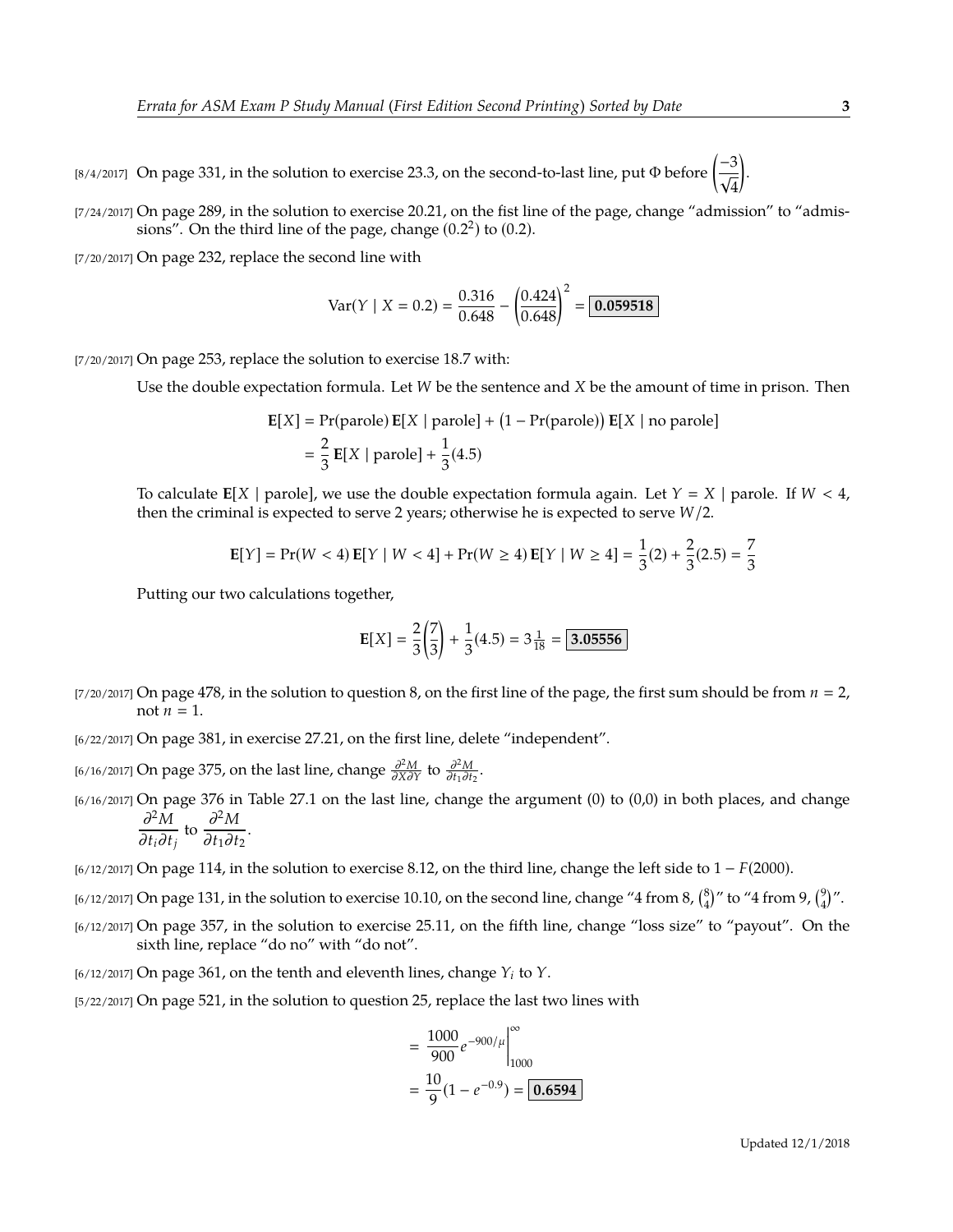[8/4/2017] On page 331, in the solution to exercise 23.3, on the second-to-last line, put $\Phi$ before $\left(\dfrac{-3}{\sqrt{4}}\right)$.

[7/24/2017] On page 289, in the solution to exercise 20.21, on the fist line of the page, change "admission" to "admissions". On the third line of the page, change $(0.2^2)$ to $(0.2)$.

[7/20/2017] On page 232, replace the second line with

$$\operatorname{Var}(Y \mid X = 0.2) = \frac{0.316}{0.648} - \left(\frac{0.424}{0.648}\right)^2 = \boxed{\mathbf{0.059518}}$$

[7/20/2017] On page 253, replace the solution to exercise 18.7 with:

Use the double expectation formula. Let $W$ be the sentence and $X$ be the amount of time in prison. Then

$$\begin{aligned}
\mathbf{E}[X] &= \Pr(\text{parole})\,\mathbf{E}[X \mid \text{parole}] + \left(1 - \Pr(\text{parole})\right)\mathbf{E}[X \mid \text{no parole}] \\
&= \frac{2}{3}\,\mathbf{E}[X \mid \text{parole}] + \frac{1}{3}(4.5)
\end{aligned}$$

To calculate $\mathbf{E}[X \mid \text{parole}]$, we use the double expectation formula again. Let $Y = X \mid \text{parole}$. If $W < 4$, then the criminal is expected to serve 2 years; otherwise he is expected to serve $W/2$.

$$\mathbf{E}[Y] = \Pr(W < 4)\,\mathbf{E}[Y \mid W < 4] + \Pr(W \geq 4)\,\mathbf{E}[Y \mid W \geq 4] = \frac{1}{3}(2) + \frac{2}{3}(2.5) = \frac{7}{3}$$

Putting our two calculations together,

$$\mathbf{E}[X] = \frac{2}{3}\left(\frac{7}{3}\right) + \frac{1}{3}(4.5) = 3\tfrac{1}{18} = \boxed{\mathbf{3.05556}}$$

[7/20/2017] On page 478, in the solution to question 8, on the first line of the page, the first sum should be from $n = 2$, not $n = 1$.

[6/22/2017] On page 381, in exercise 27.21, on the first line, delete "independent".

[6/16/2017] On page 375, on the last line, change $\frac{\partial^2 M}{\partial X \partial Y}$ to $\frac{\partial^2 M}{\partial t_1 \partial t_2}$.

[6/16/2017] On page 376 in Table 27.1 on the last line, change the argument (0) to (0,0) in both places, and change $\dfrac{\partial^2 M}{\partial t_i \partial t_j}$ to $\dfrac{\partial^2 M}{\partial t_1 \partial t_2}$.

[6/12/2017] On page 114, in the solution to exercise 8.12, on the third line, change the left side to $1 - F(2000)$.

[6/12/2017] On page 131, in the solution to exercise 10.10, on the second line, change "4 from 8, $\binom{8}{4}$" to "4 from 9, $\binom{9}{4}$".

[6/12/2017] On page 357, in the solution to exercise 25.11, on the fifth line, change "loss size" to "payout". On the sixth line, replace "do no" with "do not".

[6/12/2017] On page 361, on the tenth and eleventh lines, change $Y_i$ to $Y$.

[5/22/2017] On page 521, in the solution to question 25, replace the last two lines with

$$\begin{aligned}
&= \frac{1000}{900} e^{-900/\mu} \Big|_{1000}^{\infty} \\
&= \frac{10}{9}(1 - e^{-0.9}) = \boxed{\mathbf{0.6594}}
\end{aligned}$$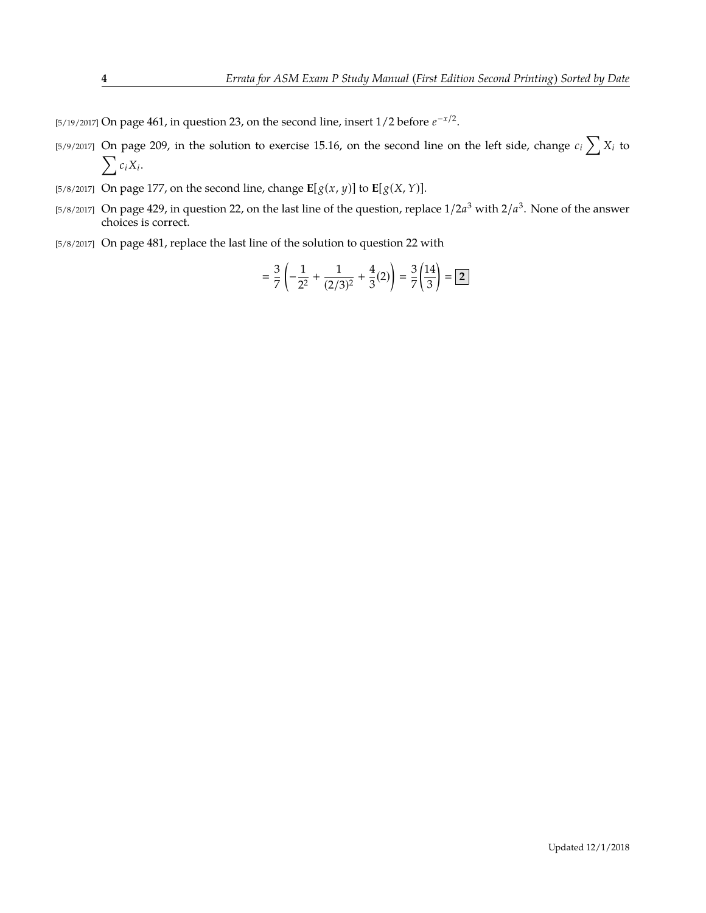[5/19/2017] On page 461, in question 23, on the second line, insert $1/2$ before $e^{-x/2}$.

[5/9/2017] On page 209, in the solution to exercise 15.16, on the second line on the left side, change $c_i \sum X_i$ to $\sum c_i X_i$.

[5/8/2017] On page 177, on the second line, change $\mathbf{E}[g(x, y)]$ to $\mathbf{E}[g(X, Y)]$.

[5/8/2017] On page 429, in question 22, on the last line of the question, replace $1/2a^3$ with $2/a^3$. None of the answer choices is correct.

[5/8/2017] On page 481, replace the last line of the solution to question 22 with

$$= \frac{3}{7}\left(-\frac{1}{2^2} + \frac{1}{(2/3)^2} + \frac{4}{3}(2)\right) = \frac{3}{7}\left(\frac{14}{3}\right) = \boxed{\mathbf{2}}$$